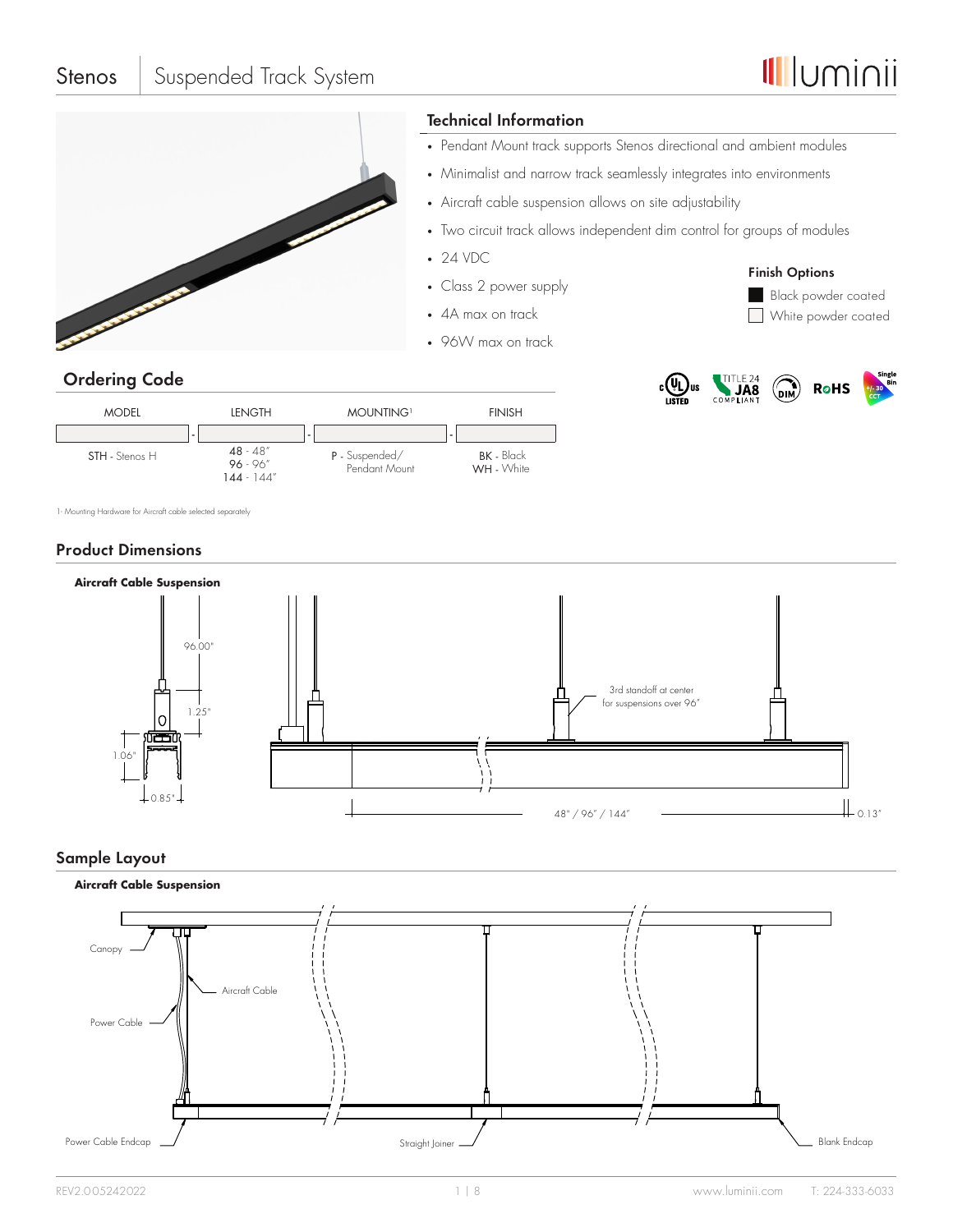# Stenos | Suspended Track System

luminii

## Technical Information

- Pendant Mount track supports Stenos directional and ambient modules
- Minimalist and narrow track seamlessly integrates into environments
- Aircraft cable suspension allows on site adjustability
- Two circuit track allows independent dim control for groups of modules
- 24 VDC
- Class 2 power supply
- 4A max on track
- 96W max on track

### Finish Options

- Black powder coated
- White powder coated

## Ordering Code

| MODEL | LENGTH | MOUNTING[1] | FINISH |
|---|---|---|---|
| STH - Stenos H | 48 - 48"<br>96 - 96"<br>144 - 144" | P - Suspended/ Pendant Mount | BK - Black<br>WH - White |

1- Mounting Hardware for Aircraft cable selected separately

## Product Dimensions

**Aircraft Cable Suspension**

96.00"
1.25"
1.06"
0.85"
3rd standoff at center for suspensions over 96"
48" / 96" / 144"
0.13"

## Sample Layout

**Aircraft Cable Suspension**

Canopy
Aircraft Cable
Power Cable
Power Cable Endcap
Straight Joiner
Blank Endcap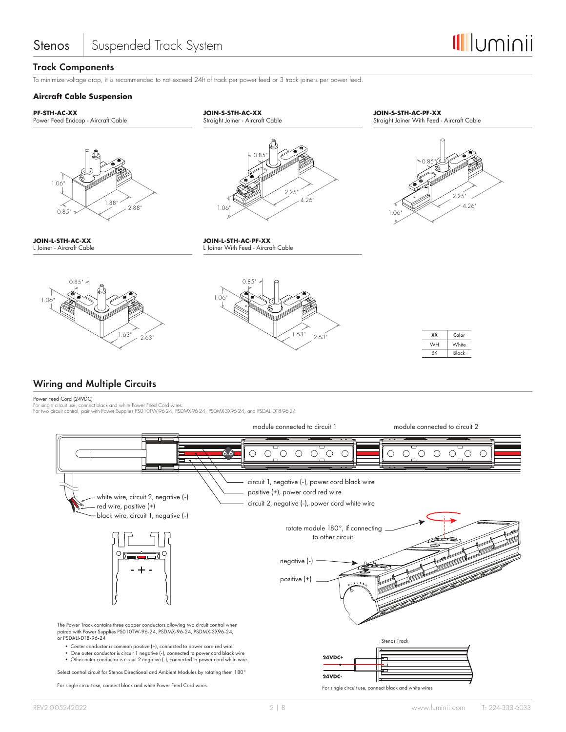## Track Components

To minimize voltage drop, it is recommended to not exceed 24ft of track per power feed or 3 track joiners per power feed.

### Aircraft Cable Suspension

**PF-STH-AC-XX**
Power Feed Endcap - Aircraft Cable

1.06"
0.85"
1.88"
2.88"

**JOIN-S-STH-AC-XX**
Straight Joiner - Aircraft Cable

0.85"
1.06"
2.25"
4.26"

**JOIN-S-STH-AC-PF-XX**
Straight Joiner With Feed - Aircraft Cable

0.85"
1.06"
2.25"
4.26"

**JOIN-L-STH-AC-XX**
L Joiner - Aircraft Cable

0.85"
1.06"
1.63"
2.63"

**JOIN-L-STH-AC-PF-XX**
L Joiner With Feed - Aircraft Cable

0.85"
1.06"
1.63"
2.63"

| XX | Color |
|---|---|
| WH | White |
| BK | Black |

## Wiring and Multiple Circuits

Power Feed Cord (24VDC)
For single circuit use, connect black and white Power Feed Cord wires.
For two circuit control, pair with Power Supplies PS010TW-96-24, PSDMX-96-24, PSDMX-3X96-24, and PSDALI-DT8-96-24

module connected to circuit 1
module connected to circuit 2
6.6
circuit 1, negative (-), power cord black wire
positive (+), power cord red wire
circuit 2, negative (-), power cord white wire
white wire, circuit 2, negative (-)
red wire, positive (+)
black wire, circuit 1, negative (-)
rotate module 180°, if connecting to other circuit
negative (-)
positive (+)
- + -

The Power Track contains three copper conductors allowing two circuit control when paired with Power Supplies PS010TW-96-24, PSDMX-96-24, PSDMX-3X96-24, or PSDALI-DT8-96-24

- Center conductor is common positive (+), connected to power cord red wire
- One outer conductor is circuit 1 negative (-), connected to power cord black wire
- Other outer conductor is circuit 2 negative (-), connected to power cord white wire

Select control circuit for Stenos Directional and Ambient Modules by rotating them 180°

For single circuit use, connect black and white Power Feed Cord wires.

Stenos Track
24VDC+
24VDC-
For single circuit use, connect black and white wires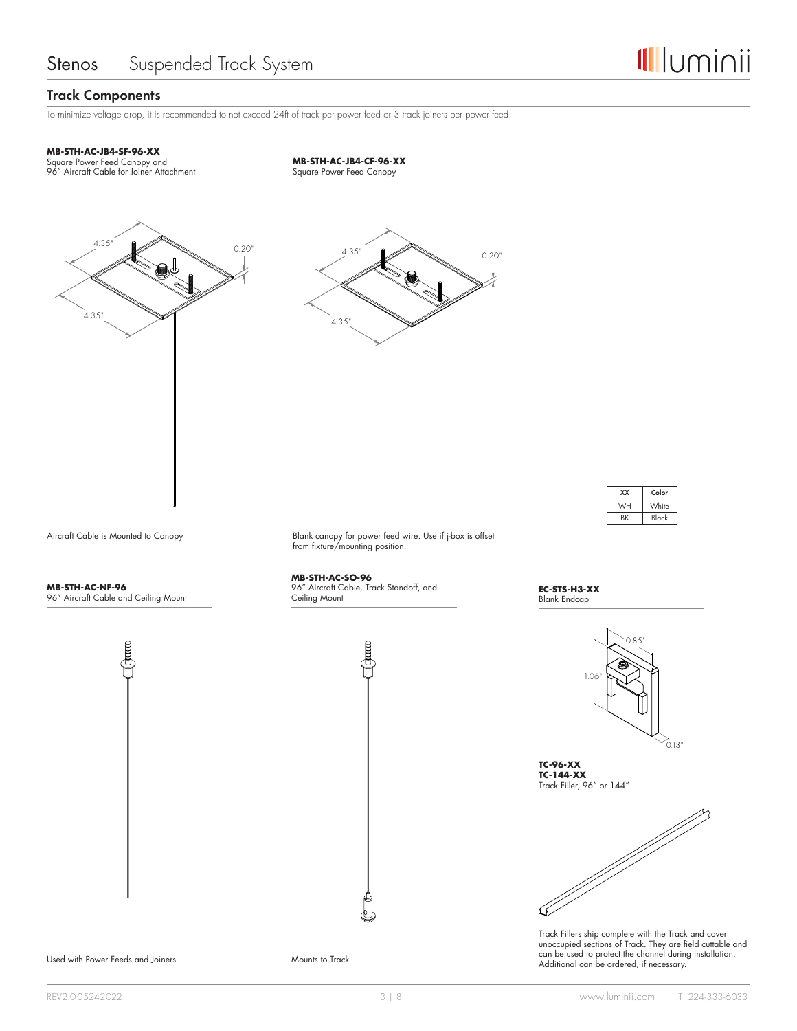## Track Components

To minimize voltage drop, it is recommended to not exceed 24ft of track per power feed or 3 track joiners per power feed.

**MB-STH-AC-JB4-SF-96-XX**
Square Power Feed Canopy and
96" Aircraft Cable for Joiner Attachment

4.35"
0.20"
4.35"

Aircraft Cable is Mounted to Canopy

**MB-STH-AC-JB4-CF-96-XX**
Square Power Feed Canopy

4.35"
0.20"
4.35"

Blank canopy for power feed wire. Use if j-box is offset from fixture/mounting position.

| XX | Color |
|---|---|
| WH | White |
| BK | Black |

**MB-STH-AC-NF-96**
96" Aircraft Cable and Ceiling Mount

Used with Power Feeds and Joiners

**MB-STH-AC-SO-96**
96" Aircraft Cable, Track Standoff, and Ceiling Mount

Mounts to Track

**EC-STS-H3-XX**
Blank Endcap

0.85"
1.06"
0.13"

**TC-96-XX**
**TC-144-XX**
Track Filler, 96" or 144"

Track Fillers ship complete with the Track and cover unoccupied sections of Track. They are field cuttable and can be used to protect the channel during installation. Additional can be ordered, if necessary.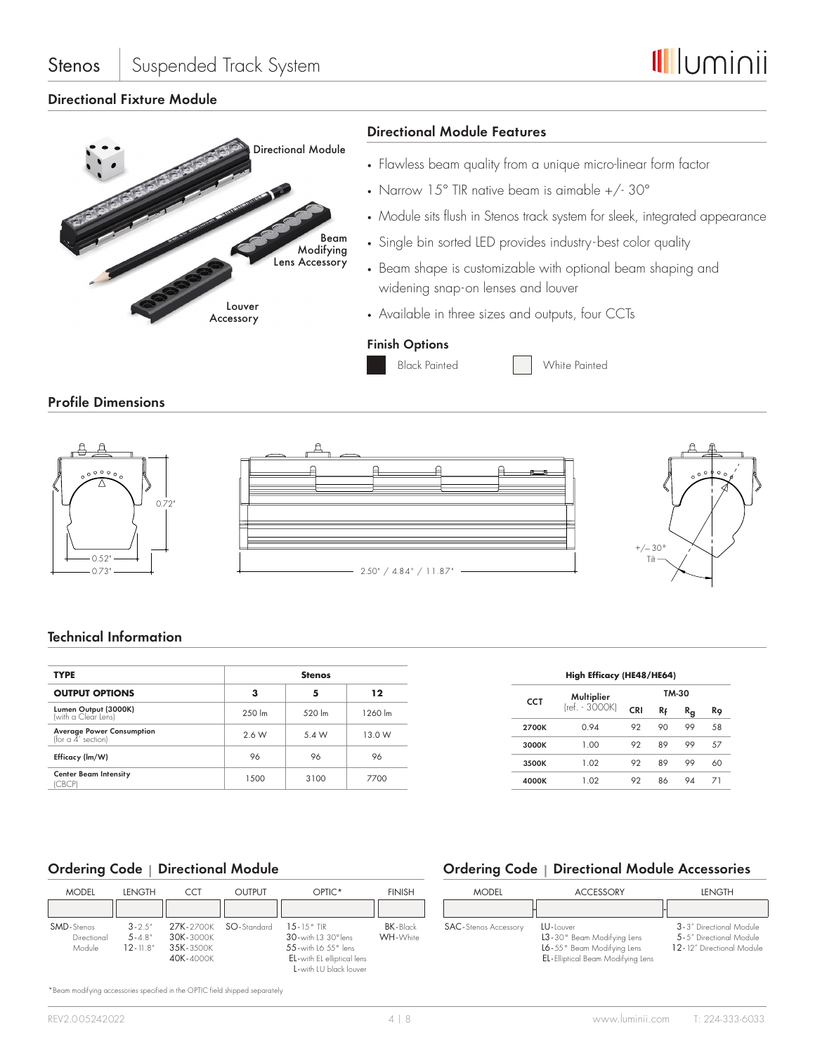# Stenos | Suspended Track System

## Directional Fixture Module

Directional Module

Beam Modifying Lens Accessory

Louver Accessory

### Directional Module Features

- Flawless beam quality from a unique micro-linear form factor
- Narrow 15° TIR native beam is aimable +/- 30°
- Module sits flush in Stenos track system for sleek, integrated appearance
- Single bin sorted LED provides industry-best color quality
- Beam shape is customizable with optional beam shaping and widening snap-on lenses and louver
- Available in three sizes and outputs, four CCTs

### Finish Options

Black Painted

White Painted

## Profile Dimensions

0.72"

0.52"

0.73"

2.50" / 4.84" / 11.87"

+/– 30° Tilt

## Technical Information

| TYPE | Stenos | | |
|---|---|---|---|
| **OUTPUT OPTIONS** | **3** | **5** | **12** |
| **Lumen Output (3000K)** (with a Clear Lens) | 250 lm | 520 lm | 1260 lm |
| **Average Power Consumption** (for a 4" section) | 2.6 W | 5.4 W | 13.0 W |
| **Efficacy (lm/W)** | 96 | 96 | 96 |
| **Center Beam Intensity** (CBCP) | 1500 | 3100 | 7700 |

**High Efficacy (HE48/HE64)**

| CCT | Multiplier (ref. - 3000K) | TM-30 | | | |
|---|---|---|---|---|---|
| | | CRI | $R_f$ | $R_g$ | R9 |
| **2700K** | 0.94 | 92 | 90 | 99 | 58 |
| **3000K** | 1.00 | 92 | 89 | 99 | 57 |
| **3500K** | 1.02 | 92 | 89 | 99 | 60 |
| **4000K** | 1.02 | 92 | 86 | 94 | 71 |

## Ordering Code | Directional Module

| MODEL | LENGTH | CCT | OUTPUT | OPTIC* | FINISH |
|---|---|---|---|---|---|
| SMD-Stenos Directional Module | 3-2.5"<br>5-4.8"<br>12-11.8" | 27K-2700K<br>30K-3000K<br>35K-3500K<br>40K-4000K | SO-Standard | 15-15° TIR<br>30-with L3 30° lens<br>55-with L6 55° lens<br>EL-with EL elliptical lens<br>L-with LU black louver | BK-Black<br>WH-White |

*Beam modifying accessories specified in the OPTIC field shipped separately

## Ordering Code | Directional Module Accessories

| MODEL | ACCESSORY | LENGTH |
|---|---|---|
| SAC-Stenos Accessory | LU-Louver<br>L3-30° Beam Modifying Lens<br>L6-55° Beam Modifying Lens<br>EL-Elliptical Beam Modifying Lens | 3-3" Directional Module<br>5-5" Directional Module<br>12-12" Directional Module |

REV2.005242022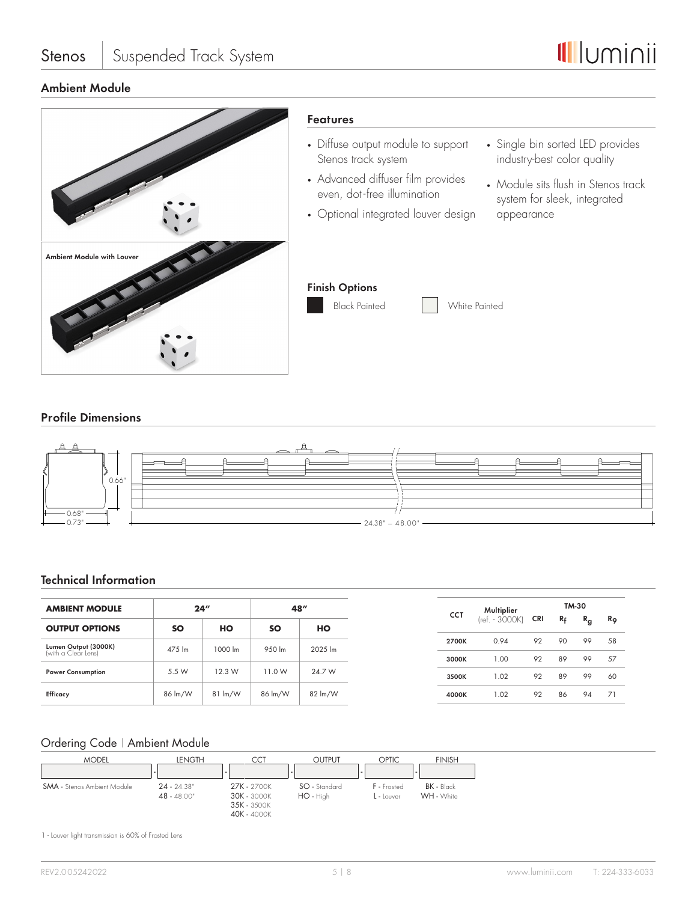# Stenos | Suspended Track System

## Ambient Module

Ambient Module with Louver

### Features

- Diffuse output module to support Stenos track system
- Advanced diffuser film provides even, dot-free illumination
- Optional integrated louver design
- Single bin sorted LED provides industry-best color quality
- Module sits flush in Stenos track system for sleek, integrated appearance

### Finish Options

Black Painted

White Painted

## Profile Dimensions

0.66"

0.68"

0.73"

24.38" – 48.00"

## Technical Information

| AMBIENT MODULE | 24" | | 48" | |
|---|---|---|---|---|
| **OUTPUT OPTIONS** | **SO** | **HO** | **SO** | **HO** |
| **Lumen Output (3000K)** (with a Clear Lens) | 475 lm | 1000 lm | 950 lm | 2025 lm |
| **Power Consumption** | 5.5 W | 12.3 W | 11.0 W | 24.7 W |
| **Efficacy** | 86 lm/W | 81 lm/W | 86 lm/W | 82 lm/W |

| CCT | Multiplier (ref. - 3000K) | CRI | TM-30 $R_f$ | TM-30 $R_g$ | $R_9$ |
|---|---|---|---|---|---|
| **2700K** | 0.94 | 92 | 90 | 99 | 58 |
| **3000K** | 1.00 | 92 | 89 | 99 | 57 |
| **3500K** | 1.02 | 92 | 89 | 99 | 60 |
| **4000K** | 1.02 | 92 | 86 | 94 | 71 |

## Ordering Code | Ambient Module

| MODEL | LENGTH | CCT | OUTPUT | OPTIC | FINISH |
|---|---|---|---|---|---|
| **SMA** - Stenos Ambient Module | **24** - 24.38" | **27K** - 2700K | **SO** - Standard | **F** - Frosted | **BK** - Black |
| | **48** - 48.00" | **30K** - 3000K | **HO** - High | **L** - Louver | **WH** - White |
| | | **35K** - 3500K | | | |
| | | **40K** - 4000K | | | |

1 - Louver light transmission is 60% of Frosted Lens

REV2.005242022

www.luminii.com T: 224-333-6033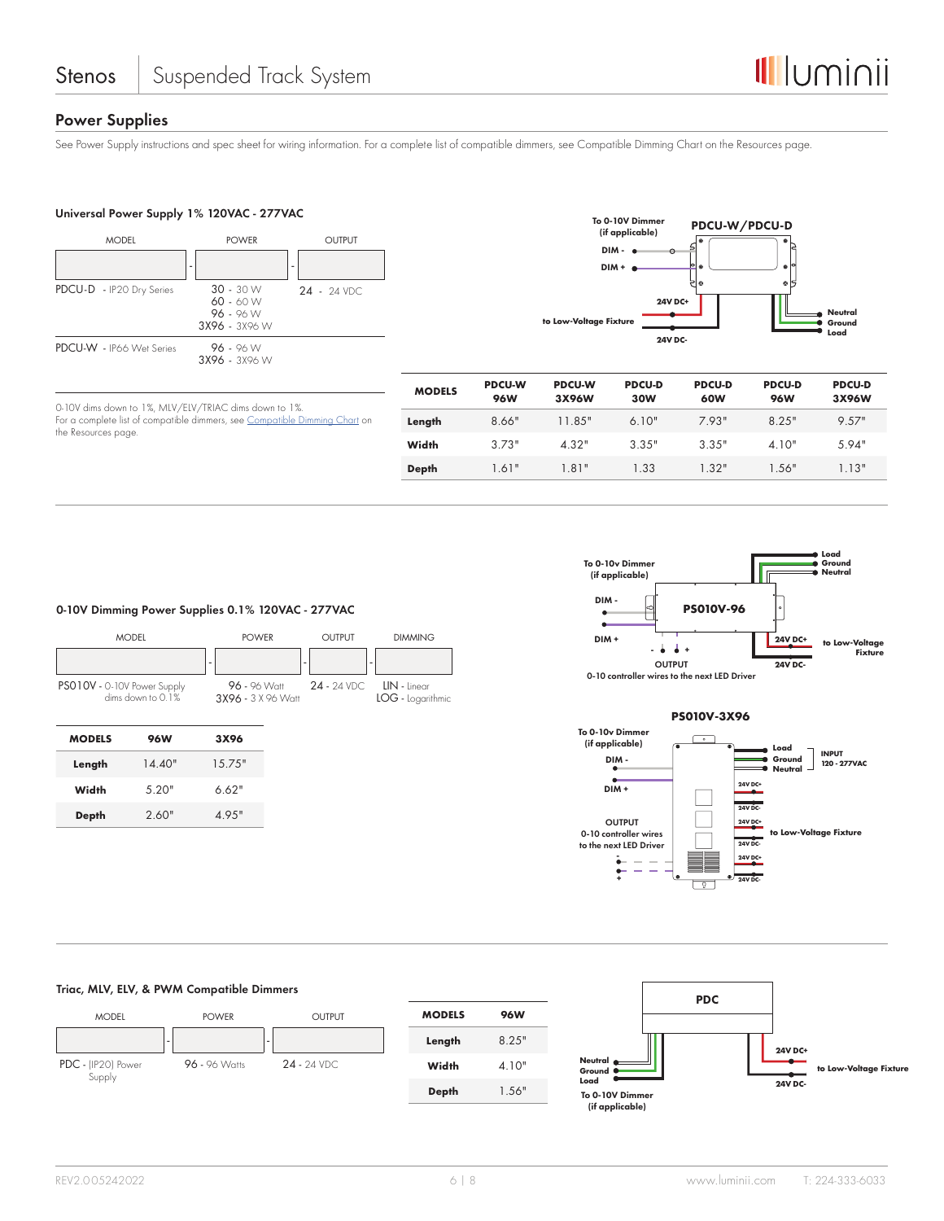## Power Supplies

See Power Supply instructions and spec sheet for wiring information. For a complete list of compatible dimmers, see Compatible Dimming Chart on the Resources page.

### Universal Power Supply 1% 120VAC - 277VAC

| MODEL | POWER | OUTPUT |
|---|---|---|
| PDCU-D - IP20 Dry Series | 30 - 30 W<br>60 - 60 W<br>96 - 96 W<br>3X96 - 3X96 W | 24 - 24 VDC |
| PDCU-W - IP66 Wet Series | 96 - 96 W<br>3X96 - 3X96 W | |

0-10V dims down to 1%, MLV/ELV/TRIAC dims down to 1%.
For a complete list of compatible dimmers, see Compatible Dimming Chart on the Resources page.

PDCU-W/PDCU-D

To 0-10V Dimmer (if applicable)
DIM -
DIM +
24V DC+
24V DC-
to Low-Voltage Fixture
Neutral
Ground
Load

| MODELS | PDCU-W 96W | PDCU-W 3X96W | PDCU-D 30W | PDCU-D 60W | PDCU-D 96W | PDCU-D 3X96W |
|---|---|---|---|---|---|---|
| Length | 8.66" | 11.85" | 6.10" | 7.93" | 8.25" | 9.57" |
| Width | 3.73" | 4.32" | 3.35" | 3.35" | 4.10" | 5.94" |
| Depth | 1.61" | 1.81" | 1.33 | 1.32" | 1.56" | 1.13" |

### 0-10V Dimming Power Supplies 0.1% 120VAC - 277VAC

| MODEL | POWER | OUTPUT | DIMMING |
|---|---|---|---|
| PS010V - 0-10V Power Supply dims down to 0.1% | 96 - 96 Watt<br>3X96 - 3 X 96 Watt | 24 - 24 VDC | LIN - Linear<br>LOG - Logarithmic |

| MODELS | 96W | 3X96 |
|---|---|---|
| Length | 14.40" | 15.75" |
| Width | 5.20" | 6.62" |
| Depth | 2.60" | 4.95" |

PS010V-96

To 0-10v Dimmer (if applicable)
DIM -
DIM +
Load
Ground
Neutral
24V DC+
24V DC-
to Low-Voltage Fixture
OUTPUT
0-10 controller wires to the next LED Driver

PS010V-3X96

To 0-10v Dimmer (if applicable)
DIM -
DIM +
Load
Ground
Neutral
INPUT 120 - 277VAC
24V DC+
24V DC-
to Low-Voltage Fixture
OUTPUT
0-10 controller wires to the next LED Driver

### Triac, MLV, ELV, & PWM Compatible Dimmers

| MODEL | POWER | OUTPUT |
|---|---|---|
| PDC - (IP20) Power Supply | 96 - 96 Watts | 24 - 24 VDC |

| MODELS | 96W |
|---|---|
| Length | 8.25" |
| Width | 4.10" |
| Depth | 1.56" |

PDC

Neutral
Ground
Load
To 0-10V Dimmer (if applicable)
24V DC+
24V DC-
to Low-Voltage Fixture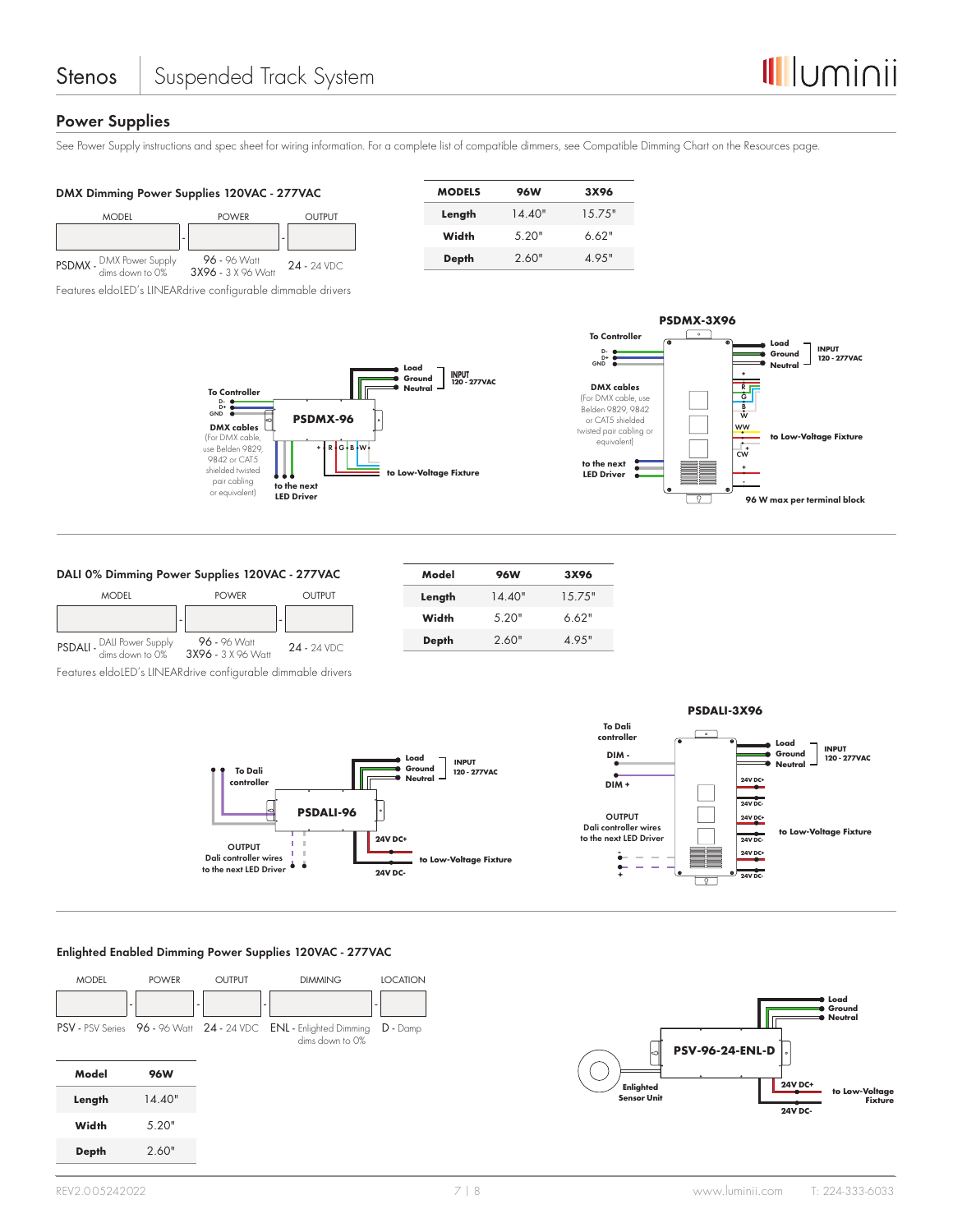## Power Supplies

See Power Supply instructions and spec sheet for wiring information. For a complete list of compatible dimmers, see Compatible Dimming Chart on the Resources page.

### DMX Dimming Power Supplies 120VAC - 277VAC

| MODEL | | POWER | | OUTPUT |
|---|---|---|---|---|
| | - | | - | |
| PSDMX - DMX Power Supply dims down to 0% | | 96 - 96 Watt<br>3X96 - 3 X 96 Watt | | 24 - 24 VDC |

Features eldoLED's LINEARdrive configurable dimmable drivers

| MODELS | 96W | 3X96 |
|---|---|---|
| Length | 14.40" | 15.75" |
| Width | 5.20" | 6.62" |
| Depth | 2.60" | 4.95" |

PSDMX-96

To Controller
D-
D+
GND
DMX cables
(For DMX cable, use Belden 9829, 9842 or CAT5 shielded twisted pair cabling or equivalent)
to the next LED Driver
Load
Ground
Neutral
INPUT 120 - 277VAC
+ R G B W
to Low-Voltage Fixture

PSDMX-3X96

To Controller
D-
D+
GND
DMX cables
(For DMX cable, use Belden 9829, 9842 or CAT5 shielded twisted pair cabling or equivalent)
to the next LED Driver
Load
Ground
Neutral
INPUT 120 - 277VAC
+ R G B W
WW + CW
to Low-Voltage Fixture
96 W max per terminal block

### DALI 0% Dimming Power Supplies 120VAC - 277VAC

| MODEL | | POWER | | OUTPUT |
|---|---|---|---|---|
| | - | | - | |
| PSDALI - DALI Power Supply dims down to 0% | | 96 - 96 Watt<br>3X96 - 3 X 96 Watt | | 24 - 24 VDC |

Features eldoLED's LINEARdrive configurable dimmable drivers

| Model | 96W | 3X96 |
|---|---|---|
| Length | 14.40" | 15.75" |
| Width | 5.20" | 6.62" |
| Depth | 2.60" | 4.95" |

PSDALI-96

To Dali controller
OUTPUT
Dali controller wires to the next LED Driver
Load
Ground
Neutral
INPUT 120 - 277VAC
24V DC+
24V DC-
to Low-Voltage Fixture

PSDALI-3X96

To Dali controller
DIM -
DIM +
OUTPUT
Dali controller wires to the next LED Driver
Load
Ground
Neutral
INPUT 120 - 277VAC
24V DC+
24V DC-
24V DC+
24V DC-
24V DC+
24V DC-
to Low-Voltage Fixture

### Enlighted Enabled Dimming Power Supplies 120VAC - 277VAC

| MODEL | | POWER | | OUTPUT | | DIMMING | | LOCATION |
|---|---|---|---|---|---|---|---|---|
| | - | | - | | - | | - | |
| PSV - PSV Series | | 96 - 96 Watt | | 24 - 24 VDC | | ENL - Enlighted Dimming dims down to 0% | | D - Damp |

| Model | 96W |
|---|---|
| Length | 14.40" |
| Width | 5.20" |
| Depth | 2.60" |

PSV-96-24-ENL-D

Enlighted Sensor Unit
Load
Ground
Neutral
24V DC+
24V DC-
to Low-Voltage Fixture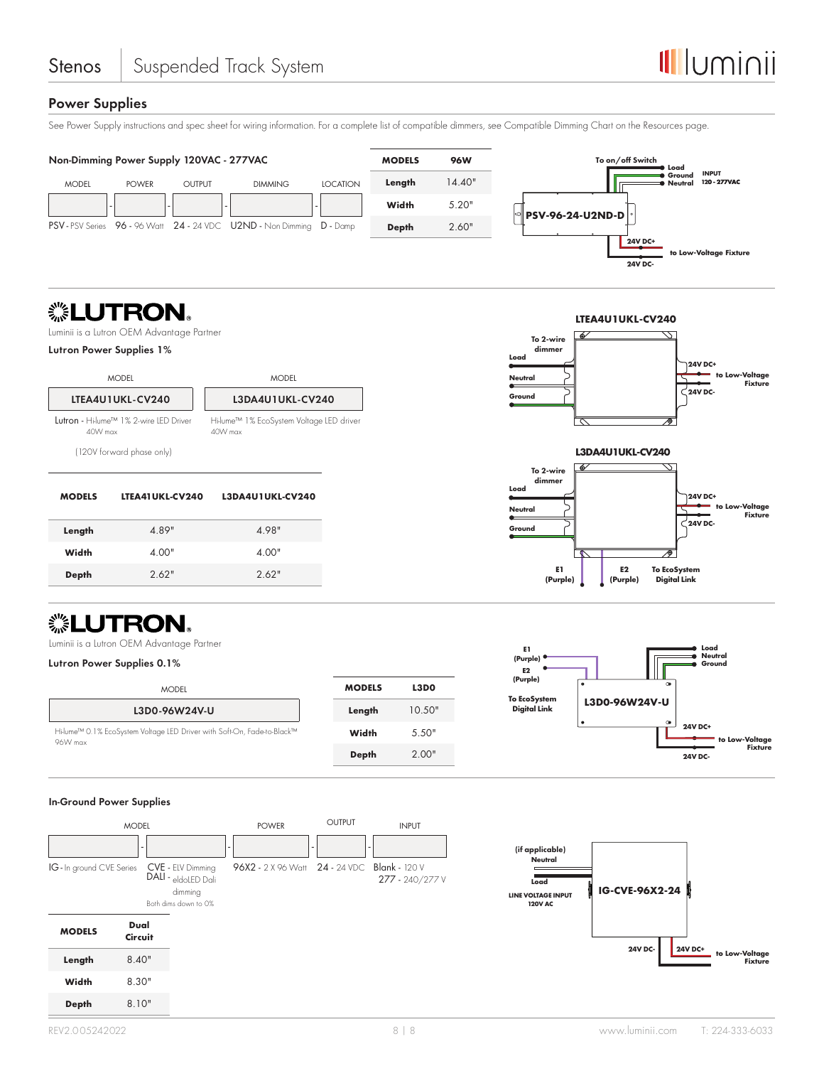## Power Supplies

See Power Supply instructions and spec sheet for wiring information. For a complete list of compatible dimmers, see Compatible Dimming Chart on the Resources page.

### Non-Dimming Power Supply 120VAC - 277VAC

| MODEL | POWER | OUTPUT | DIMMING | LOCATION |
|---|---|---|---|---|
| PSV - PSV Series | 96 - 96 Watt | 24 - 24 VDC | U2ND - Non Dimming | D - Damp |

| MODELS | 96W |
|---|---|
| Length | 14.40" |
| Width | 5.20" |
| Depth | 2.60" |

To on/off Switch
Load
Ground
Neutral
INPUT 120 - 277VAC
PSV-96-24-U2ND-D
24V DC+
24V DC-
to Low-Voltage Fixture

## LUTRON

Luminii is a Lutron OEM Advantage Partner

**Lutron Power Supplies 1%**

| MODEL | MODEL |
|---|---|
| LTEA4U1UKL-CV240 | L3DA4U1UKL-CV240 |
| Lutron - Hi-lume™ 1% 2-wire LED Driver 40W max | Hi-lume™ 1% EcoSystem Voltage LED driver 40W max |

(120V forward phase only)

| MODELS | LTEA41UKL-CV240 | L3DA4U1UKL-CV240 |
|---|---|---|
| Length | 4.89" | 4.98" |
| Width | 4.00" | 4.00" |
| Depth | 2.62" | 2.62" |

LTEA4U1UKL-CV240
To 2-wire dimmer
Load
Neutral
Ground
24V DC+
to Low-Voltage Fixture
24V DC-

L3DA4U1UKL-CV240
To 2-wire dimmer
Load
Neutral
Ground
24V DC+
to Low-Voltage Fixture
24V DC-
E1 (Purple)
E2 (Purple)
To EcoSystem Digital Link

## LUTRON

Luminii is a Lutron OEM Advantage Partner

**Lutron Power Supplies 0.1%**

| MODEL |
|---|
| L3D0-96W24V-U |
| Hi-lume™ 0.1% EcoSystem Voltage LED Driver with Soft-On, Fade-to-Black™ 96W max |

| MODELS | L3D0 |
|---|---|
| Length | 10.50" |
| Width | 5.50" |
| Depth | 2.00" |

E1 (Purple)
E2 (Purple)
To EcoSystem Digital Link
Load
Neutral
Ground
L3D0-96W24V-U
24V DC+
to Low-Voltage Fixture
24V DC-

### In-Ground Power Supplies

| MODEL | | POWER | OUTPUT | INPUT |
|---|---|---|---|---|
| IG - In ground CVE Series | CVE - ELV Dimming<br>DALI - eldoLED Dali dimming<br>Both dims down to 0% | 96X2 - 2 X 96 Watt | 24 - 24 VDC | Blank - 120 V<br>277 - 240/277 V |

| MODELS | Dual Circuit |
|---|---|
| Length | 8.40" |
| Width | 8.30" |
| Depth | 8.10" |

(if applicable)
Neutral
Load
LINE VOLTAGE INPUT 120V AC
IG-CVE-96X2-24
24V DC-
24V DC+
to Low-Voltage Fixture

REV2.005242022

www.luminii.com T: 224-333-6033